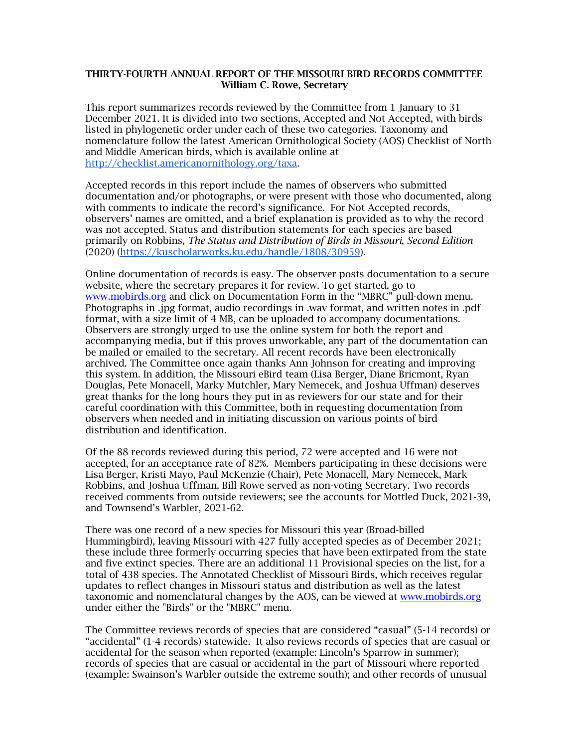**THIRTY-FOURTH ANNUAL REPORT OF THE MISSOURI BIRD RECORDS COMMITTEE**
**William C. Rowe, Secretary**

This report summarizes records reviewed by the Committee from 1 January to 31 December 2021. It is divided into two sections, Accepted and Not Accepted, with birds listed in phylogenetic order under each of these two categories. Taxonomy and nomenclature follow the latest American Ornithological Society (AOS) Checklist of North and Middle American birds, which is available online at http://checklist.americanornithology.org/taxa.

Accepted records in this report include the names of observers who submitted documentation and/or photographs, or were present with those who documented, along with comments to indicate the record's significance. For Not Accepted records, observers' names are omitted, and a brief explanation is provided as to why the record was not accepted. Status and distribution statements for each species are based primarily on Robbins, *The Status and Distribution of Birds in Missouri, Second Edition* (2020) (https://kuscholarworks.ku.edu/handle/1808/30959).

Online documentation of records is easy. The observer posts documentation to a secure website, where the secretary prepares it for review. To get started, go to www.mobirds.org and click on Documentation Form in the "MBRC" pull-down menu. Photographs in .jpg format, audio recordings in .wav format, and written notes in .pdf format, with a size limit of 4 MB, can be uploaded to accompany documentations. Observers are strongly urged to use the online system for both the report and accompanying media, but if this proves unworkable, any part of the documentation can be mailed or emailed to the secretary. All recent records have been electronically archived. The Committee once again thanks Ann Johnson for creating and improving this system. In addition, the Missouri eBird team (Lisa Berger, Diane Bricmont, Ryan Douglas, Pete Monacell, Marky Mutchler, Mary Nemecek, and Joshua Uffman) deserves great thanks for the long hours they put in as reviewers for our state and for their careful coordination with this Committee, both in requesting documentation from observers when needed and in initiating discussion on various points of bird distribution and identification.

Of the 88 records reviewed during this period, 72 were accepted and 16 were not accepted, for an acceptance rate of 82%. Members participating in these decisions were Lisa Berger, Kristi Mayo, Paul McKenzie (Chair), Pete Monacell, Mary Nemecek, Mark Robbins, and Joshua Uffman. Bill Rowe served as non-voting Secretary. Two records received comments from outside reviewers; see the accounts for Mottled Duck, 2021-39, and Townsend's Warbler, 2021-62.

There was one record of a new species for Missouri this year (Broad-billed Hummingbird), leaving Missouri with 427 fully accepted species as of December 2021; these include three formerly occurring species that have been extirpated from the state and five extinct species. There are an additional 11 Provisional species on the list, for a total of 438 species. The Annotated Checklist of Missouri Birds, which receives regular updates to reflect changes in Missouri status and distribution as well as the latest taxonomic and nomenclatural changes by the AOS, can be viewed at www.mobirds.org under either the "Birds" or the "MBRC" menu.

The Committee reviews records of species that are considered "casual" (5-14 records) or "accidental" (1-4 records) statewide. It also reviews records of species that are casual or accidental for the season when reported (example: Lincoln's Sparrow in summer); records of species that are casual or accidental in the part of Missouri where reported (example: Swainson's Warbler outside the extreme south); and other records of unusual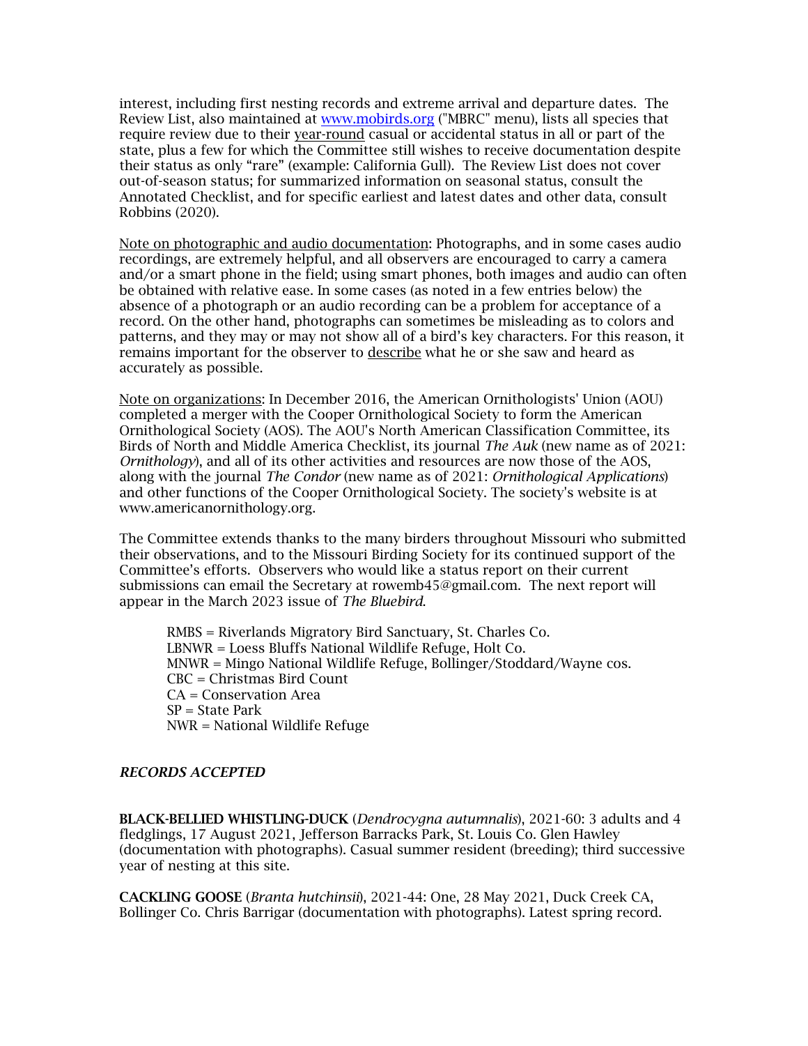interest, including first nesting records and extreme arrival and departure dates. The Review List, also maintained at [www.mobirds.org](www.mobirds.org) ("MBRC" menu), lists all species that require review due to their year-round casual or accidental status in all or part of the state, plus a few for which the Committee still wishes to receive documentation despite their status as only "rare" (example: California Gull). The Review List does not cover out-of-season status; for summarized information on seasonal status, consult the Annotated Checklist, and for specific earliest and latest dates and other data, consult Robbins (2020).

Note on photographic and audio documentation: Photographs, and in some cases audio recordings, are extremely helpful, and all observers are encouraged to carry a camera and/or a smart phone in the field; using smart phones, both images and audio can often be obtained with relative ease. In some cases (as noted in a few entries below) the absence of a photograph or an audio recording can be a problem for acceptance of a record. On the other hand, photographs can sometimes be misleading as to colors and patterns, and they may or may not show all of a bird's key characters. For this reason, it remains important for the observer to describe what he or she saw and heard as accurately as possible.

Note on organizations: In December 2016, the American Ornithologists' Union (AOU) completed a merger with the Cooper Ornithological Society to form the American Ornithological Society (AOS). The AOU's North American Classification Committee, its Birds of North and Middle America Checklist, its journal *The Auk* (new name as of 2021: *Ornithology*), and all of its other activities and resources are now those of the AOS, along with the journal *The Condor* (new name as of 2021: *Ornithological Applications*) and other functions of the Cooper Ornithological Society. The society's website is at www.americanornithology.org.

The Committee extends thanks to the many birders throughout Missouri who submitted their observations, and to the Missouri Birding Society for its continued support of the Committee's efforts. Observers who would like a status report on their current submissions can email the Secretary at rowemb45@gmail.com. The next report will appear in the March 2023 issue of *The Bluebird*.

RMBS = Riverlands Migratory Bird Sanctuary, St. Charles Co.
LBNWR = Loess Bluffs National Wildlife Refuge, Holt Co.
MNWR = Mingo National Wildlife Refuge, Bollinger/Stoddard/Wayne cos.
CBC = Christmas Bird Count
CA = Conservation Area
SP = State Park
NWR = National Wildlife Refuge

## *RECORDS ACCEPTED*

**BLACK-BELLIED WHISTLING-DUCK** (*Dendrocygna autumnalis*), 2021-60: 3 adults and 4 fledglings, 17 August 2021, Jefferson Barracks Park, St. Louis Co. Glen Hawley (documentation with photographs). Casual summer resident (breeding); third successive year of nesting at this site.

**CACKLING GOOSE** (*Branta hutchinsii*), 2021-44: One, 28 May 2021, Duck Creek CA, Bollinger Co. Chris Barrigar (documentation with photographs). Latest spring record.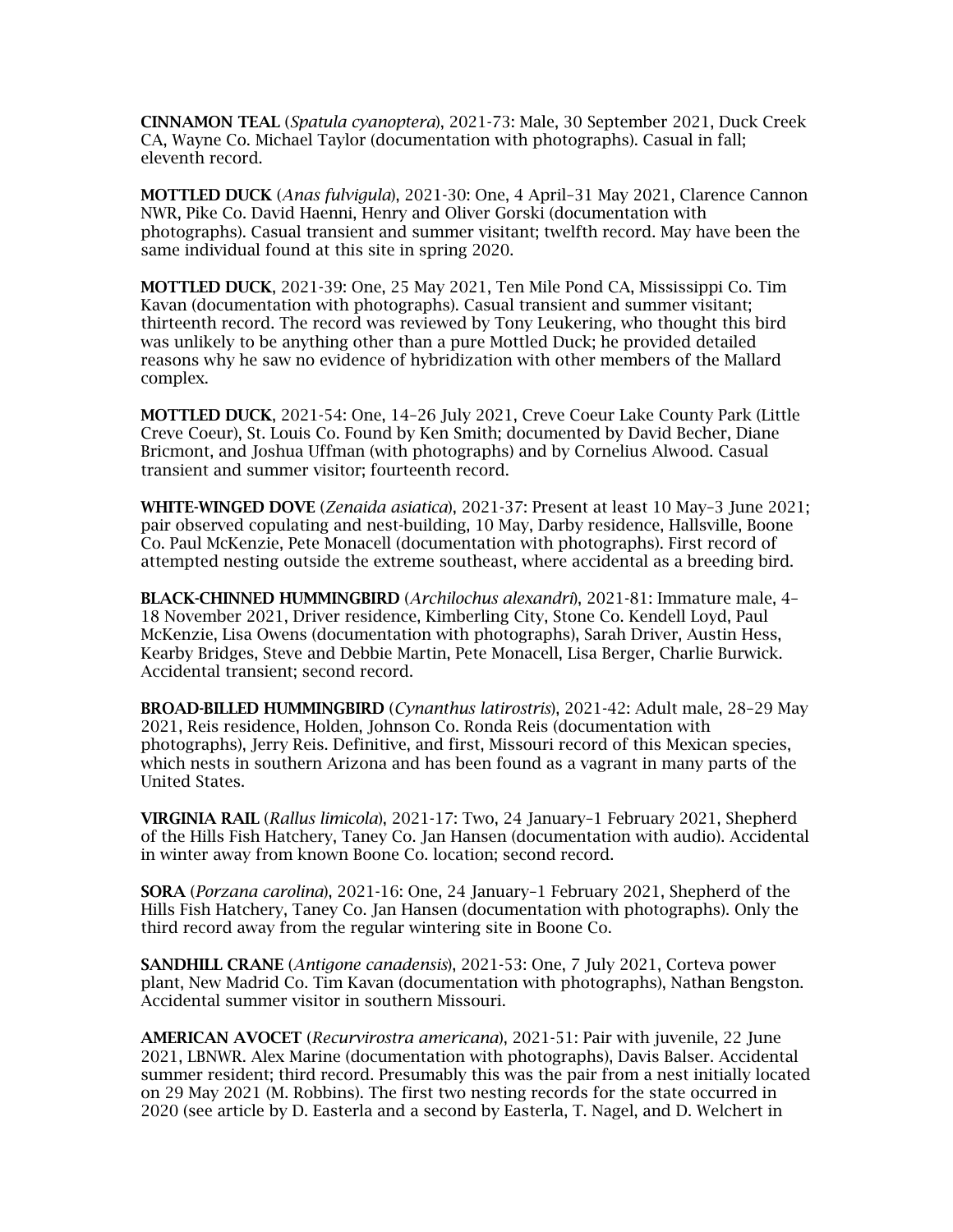**CINNAMON TEAL** (*Spatula cyanoptera*), 2021-73: Male, 30 September 2021, Duck Creek CA, Wayne Co. Michael Taylor (documentation with photographs). Casual in fall; eleventh record.

**MOTTLED DUCK** (*Anas fulvigula*), 2021-30: One, 4 April–31 May 2021, Clarence Cannon NWR, Pike Co. David Haenni, Henry and Oliver Gorski (documentation with photographs). Casual transient and summer visitant; twelfth record. May have been the same individual found at this site in spring 2020.

**MOTTLED DUCK**, 2021-39: One, 25 May 2021, Ten Mile Pond CA, Mississippi Co. Tim Kavan (documentation with photographs). Casual transient and summer visitant; thirteenth record. The record was reviewed by Tony Leukering, who thought this bird was unlikely to be anything other than a pure Mottled Duck; he provided detailed reasons why he saw no evidence of hybridization with other members of the Mallard complex.

**MOTTLED DUCK**, 2021-54: One, 14–26 July 2021, Creve Coeur Lake County Park (Little Creve Coeur), St. Louis Co. Found by Ken Smith; documented by David Becher, Diane Bricmont, and Joshua Uffman (with photographs) and by Cornelius Alwood. Casual transient and summer visitor; fourteenth record.

**WHITE-WINGED DOVE** (*Zenaida asiatica*), 2021-37: Present at least 10 May–3 June 2021; pair observed copulating and nest-building, 10 May, Darby residence, Hallsville, Boone Co. Paul McKenzie, Pete Monacell (documentation with photographs). First record of attempted nesting outside the extreme southeast, where accidental as a breeding bird.

**BLACK-CHINNED HUMMINGBIRD** (*Archilochus alexandri*), 2021-81: Immature male, 4–18 November 2021, Driver residence, Kimberling City, Stone Co. Kendell Loyd, Paul McKenzie, Lisa Owens (documentation with photographs), Sarah Driver, Austin Hess, Kearby Bridges, Steve and Debbie Martin, Pete Monacell, Lisa Berger, Charlie Burwick. Accidental transient; second record.

**BROAD-BILLED HUMMINGBIRD** (*Cynanthus latirostris*), 2021-42: Adult male, 28–29 May 2021, Reis residence, Holden, Johnson Co. Ronda Reis (documentation with photographs), Jerry Reis. Definitive, and first, Missouri record of this Mexican species, which nests in southern Arizona and has been found as a vagrant in many parts of the United States.

**VIRGINIA RAIL** (*Rallus limicola*), 2021-17: Two, 24 January–1 February 2021, Shepherd of the Hills Fish Hatchery, Taney Co. Jan Hansen (documentation with audio). Accidental in winter away from known Boone Co. location; second record.

**SORA** (*Porzana carolina*), 2021-16: One, 24 January–1 February 2021, Shepherd of the Hills Fish Hatchery, Taney Co. Jan Hansen (documentation with photographs). Only the third record away from the regular wintering site in Boone Co.

**SANDHILL CRANE** (*Antigone canadensis*), 2021-53: One, 7 July 2021, Corteva power plant, New Madrid Co. Tim Kavan (documentation with photographs), Nathan Bengston. Accidental summer visitor in southern Missouri.

**AMERICAN AVOCET** (*Recurvirostra americana*), 2021-51: Pair with juvenile, 22 June 2021, LBNWR. Alex Marine (documentation with photographs), Davis Balser. Accidental summer resident; third record. Presumably this was the pair from a nest initially located on 29 May 2021 (M. Robbins). The first two nesting records for the state occurred in 2020 (see article by D. Easterla and a second by Easterla, T. Nagel, and D. Welchert in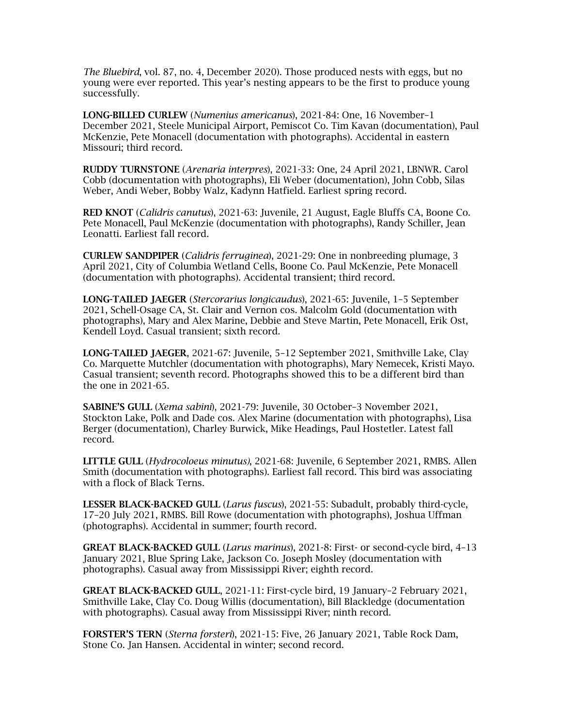*The Bluebird*, vol. 87, no. 4, December 2020). Those produced nests with eggs, but no young were ever reported. This year's nesting appears to be the first to produce young successfully.

**LONG-BILLED CURLEW** (*Numenius americanus*), 2021-84: One, 16 November–1 December 2021, Steele Municipal Airport, Pemiscot Co. Tim Kavan (documentation), Paul McKenzie, Pete Monacell (documentation with photographs). Accidental in eastern Missouri; third record.

**RUDDY TURNSTONE** (*Arenaria interpres*), 2021-33: One, 24 April 2021, LBNWR. Carol Cobb (documentation with photographs), Eli Weber (documentation), John Cobb, Silas Weber, Andi Weber, Bobby Walz, Kadynn Hatfield. Earliest spring record.

**RED KNOT** (*Calidris canutus*), 2021-63: Juvenile, 21 August, Eagle Bluffs CA, Boone Co. Pete Monacell, Paul McKenzie (documentation with photographs), Randy Schiller, Jean Leonatti. Earliest fall record.

**CURLEW SANDPIPER** (*Calidris ferruginea*), 2021-29: One in nonbreeding plumage, 3 April 2021, City of Columbia Wetland Cells, Boone Co. Paul McKenzie, Pete Monacell (documentation with photographs). Accidental transient; third record.

**LONG-TAILED JAEGER** (*Stercorarius longicaudus*), 2021-65: Juvenile, 1–5 September 2021, Schell-Osage CA, St. Clair and Vernon cos. Malcolm Gold (documentation with photographs), Mary and Alex Marine, Debbie and Steve Martin, Pete Monacell, Erik Ost, Kendell Loyd. Casual transient; sixth record.

**LONG-TAILED JAEGER**, 2021-67: Juvenile, 5–12 September 2021, Smithville Lake, Clay Co. Marquette Mutchler (documentation with photographs), Mary Nemecek, Kristi Mayo. Casual transient; seventh record. Photographs showed this to be a different bird than the one in 2021-65.

**SABINE'S GULL** (*Xema sabini*), 2021-79: Juvenile, 30 October–3 November 2021, Stockton Lake, Polk and Dade cos. Alex Marine (documentation with photographs), Lisa Berger (documentation), Charley Burwick, Mike Headings, Paul Hostetler. Latest fall record.

**LITTLE GULL** (*Hydrocoloeus minutus*), 2021-68: Juvenile, 6 September 2021, RMBS. Allen Smith (documentation with photographs). Earliest fall record. This bird was associating with a flock of Black Terns.

**LESSER BLACK-BACKED GULL** (*Larus fuscus*), 2021-55: Subadult, probably third-cycle, 17–20 July 2021, RMBS. Bill Rowe (documentation with photographs), Joshua Uffman (photographs). Accidental in summer; fourth record.

**GREAT BLACK-BACKED GULL** (*Larus marinus*), 2021-8: First- or second-cycle bird, 4–13 January 2021, Blue Spring Lake, Jackson Co. Joseph Mosley (documentation with photographs). Casual away from Mississippi River; eighth record.

**GREAT BLACK-BACKED GULL**, 2021-11: First-cycle bird, 19 January–2 February 2021, Smithville Lake, Clay Co. Doug Willis (documentation), Bill Blackledge (documentation with photographs). Casual away from Mississippi River; ninth record.

**FORSTER'S TERN** (*Sterna forsteri*), 2021-15: Five, 26 January 2021, Table Rock Dam, Stone Co. Jan Hansen. Accidental in winter; second record.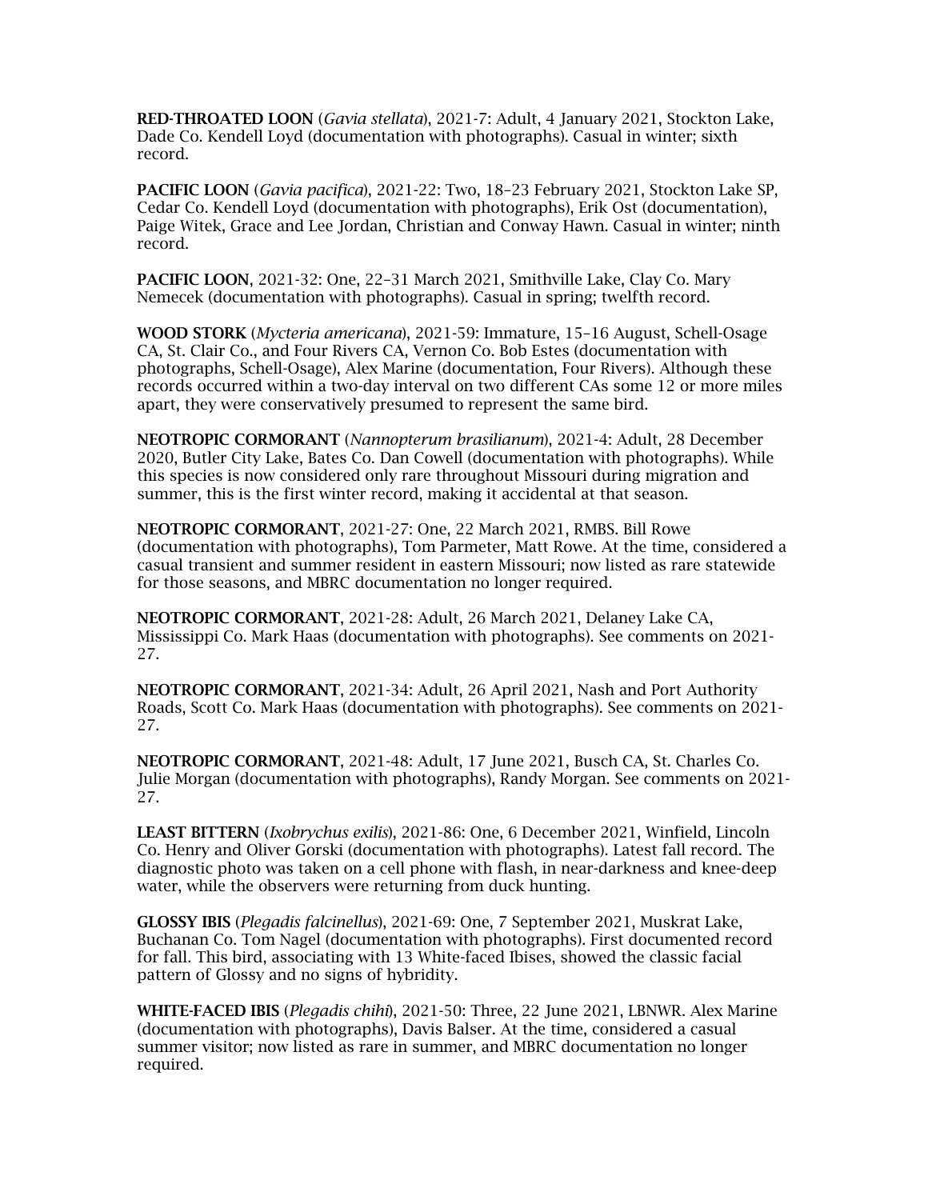**RED-THROATED LOON** (*Gavia stellata*), 2021-7: Adult, 4 January 2021, Stockton Lake, Dade Co. Kendell Loyd (documentation with photographs). Casual in winter; sixth record.

**PACIFIC LOON** (*Gavia pacifica*), 2021-22: Two, 18–23 February 2021, Stockton Lake SP, Cedar Co. Kendell Loyd (documentation with photographs), Erik Ost (documentation), Paige Witek, Grace and Lee Jordan, Christian and Conway Hawn. Casual in winter; ninth record.

**PACIFIC LOON**, 2021-32: One, 22–31 March 2021, Smithville Lake, Clay Co. Mary Nemecek (documentation with photographs). Casual in spring; twelfth record.

**WOOD STORK** (*Mycteria americana*), 2021-59: Immature, 15–16 August, Schell-Osage CA, St. Clair Co., and Four Rivers CA, Vernon Co. Bob Estes (documentation with photographs, Schell-Osage), Alex Marine (documentation, Four Rivers). Although these records occurred within a two-day interval on two different CAs some 12 or more miles apart, they were conservatively presumed to represent the same bird.

**NEOTROPIC CORMORANT** (*Nannopterum brasilianum*), 2021-4: Adult, 28 December 2020, Butler City Lake, Bates Co. Dan Cowell (documentation with photographs). While this species is now considered only rare throughout Missouri during migration and summer, this is the first winter record, making it accidental at that season.

**NEOTROPIC CORMORANT**, 2021-27: One, 22 March 2021, RMBS. Bill Rowe (documentation with photographs), Tom Parmeter, Matt Rowe. At the time, considered a casual transient and summer resident in eastern Missouri; now listed as rare statewide for those seasons, and MBRC documentation no longer required.

**NEOTROPIC CORMORANT**, 2021-28: Adult, 26 March 2021, Delaney Lake CA, Mississippi Co. Mark Haas (documentation with photographs). See comments on 2021-27.

**NEOTROPIC CORMORANT**, 2021-34: Adult, 26 April 2021, Nash and Port Authority Roads, Scott Co. Mark Haas (documentation with photographs). See comments on 2021-27.

**NEOTROPIC CORMORANT**, 2021-48: Adult, 17 June 2021, Busch CA, St. Charles Co. Julie Morgan (documentation with photographs), Randy Morgan. See comments on 2021-27.

**LEAST BITTERN** (*Ixobrychus exilis*), 2021-86: One, 6 December 2021, Winfield, Lincoln Co. Henry and Oliver Gorski (documentation with photographs). Latest fall record. The diagnostic photo was taken on a cell phone with flash, in near-darkness and knee-deep water, while the observers were returning from duck hunting.

**GLOSSY IBIS** (*Plegadis falcinellus*), 2021-69: One, 7 September 2021, Muskrat Lake, Buchanan Co. Tom Nagel (documentation with photographs). First documented record for fall. This bird, associating with 13 White-faced Ibises, showed the classic facial pattern of Glossy and no signs of hybridity.

**WHITE-FACED IBIS** (*Plegadis chihi*), 2021-50: Three, 22 June 2021, LBNWR. Alex Marine (documentation with photographs), Davis Balser. At the time, considered a casual summer visitor; now listed as rare in summer, and MBRC documentation no longer required.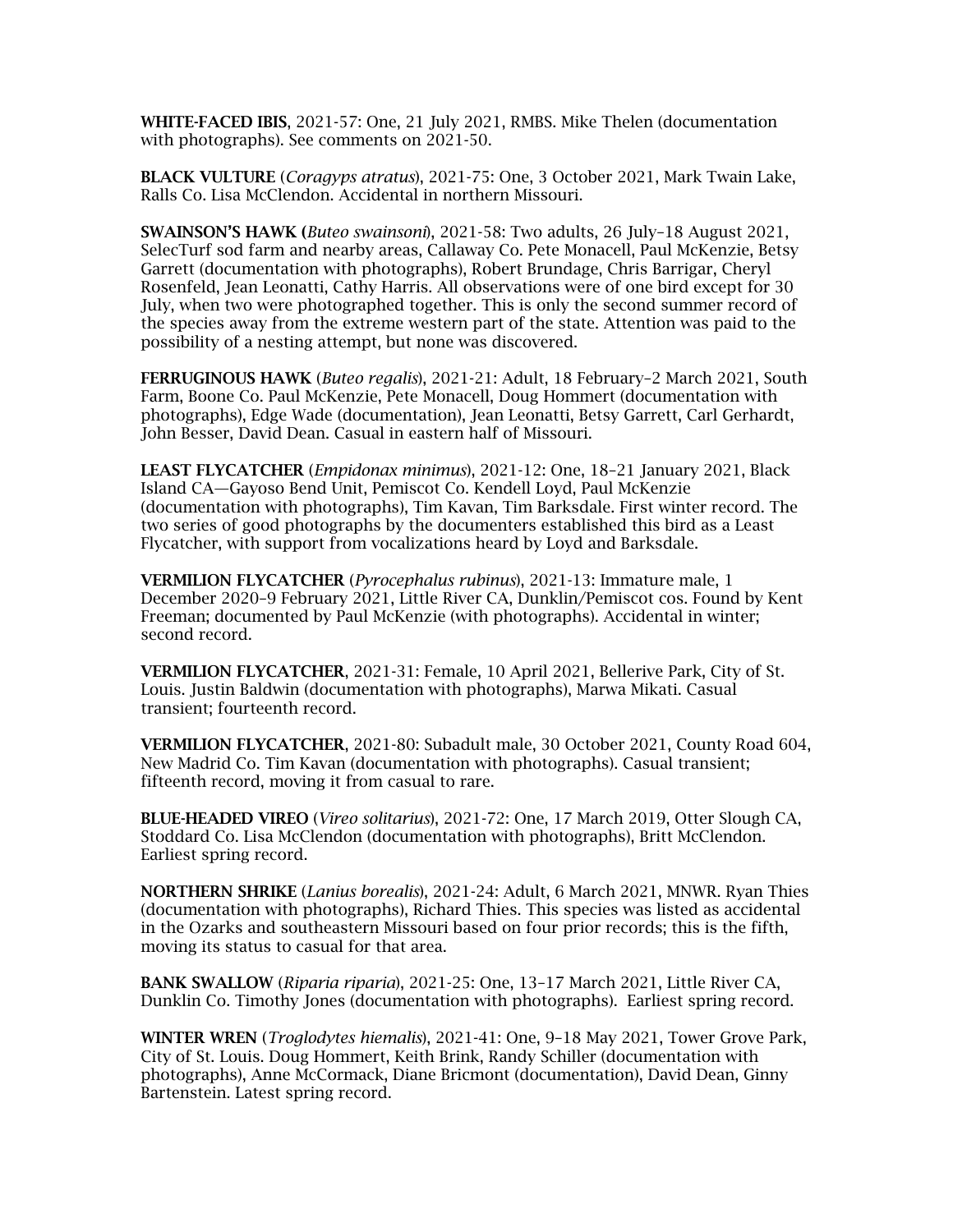**WHITE-FACED IBIS**, 2021-57: One, 21 July 2021, RMBS. Mike Thelen (documentation with photographs). See comments on 2021-50.

**BLACK VULTURE** (*Coragyps atratus*), 2021-75: One, 3 October 2021, Mark Twain Lake, Ralls Co. Lisa McClendon. Accidental in northern Missouri.

**SWAINSON'S HAWK (***Buteo swainsoni*), 2021-58: Two adults, 26 July–18 August 2021, SelecTurf sod farm and nearby areas, Callaway Co. Pete Monacell, Paul McKenzie, Betsy Garrett (documentation with photographs), Robert Brundage, Chris Barrigar, Cheryl Rosenfeld, Jean Leonatti, Cathy Harris. All observations were of one bird except for 30 July, when two were photographed together. This is only the second summer record of the species away from the extreme western part of the state. Attention was paid to the possibility of a nesting attempt, but none was discovered.

**FERRUGINOUS HAWK** (*Buteo regalis*), 2021-21: Adult, 18 February–2 March 2021, South Farm, Boone Co. Paul McKenzie, Pete Monacell, Doug Hommert (documentation with photographs), Edge Wade (documentation), Jean Leonatti, Betsy Garrett, Carl Gerhardt, John Besser, David Dean. Casual in eastern half of Missouri.

**LEAST FLYCATCHER** (*Empidonax minimus*), 2021-12: One, 18–21 January 2021, Black Island CA—Gayoso Bend Unit, Pemiscot Co. Kendell Loyd, Paul McKenzie (documentation with photographs), Tim Kavan, Tim Barksdale. First winter record. The two series of good photographs by the documenters established this bird as a Least Flycatcher, with support from vocalizations heard by Loyd and Barksdale.

**VERMILION FLYCATCHER** (*Pyrocephalus rubinus*), 2021-13: Immature male, 1 December 2020–9 February 2021, Little River CA, Dunklin/Pemiscot cos. Found by Kent Freeman; documented by Paul McKenzie (with photographs). Accidental in winter; second record.

**VERMILION FLYCATCHER**, 2021-31: Female, 10 April 2021, Bellerive Park, City of St. Louis. Justin Baldwin (documentation with photographs), Marwa Mikati. Casual transient; fourteenth record.

**VERMILION FLYCATCHER**, 2021-80: Subadult male, 30 October 2021, County Road 604, New Madrid Co. Tim Kavan (documentation with photographs). Casual transient; fifteenth record, moving it from casual to rare.

**BLUE-HEADED VIREO** (*Vireo solitarius*), 2021-72: One, 17 March 2019, Otter Slough CA, Stoddard Co. Lisa McClendon (documentation with photographs), Britt McClendon. Earliest spring record.

**NORTHERN SHRIKE** (*Lanius borealis*), 2021-24: Adult, 6 March 2021, MNWR. Ryan Thies (documentation with photographs), Richard Thies. This species was listed as accidental in the Ozarks and southeastern Missouri based on four prior records; this is the fifth, moving its status to casual for that area.

**BANK SWALLOW** (*Riparia riparia*), 2021-25: One, 13–17 March 2021, Little River CA, Dunklin Co. Timothy Jones (documentation with photographs). Earliest spring record.

**WINTER WREN** (*Troglodytes hiemalis*), 2021-41: One, 9–18 May 2021, Tower Grove Park, City of St. Louis. Doug Hommert, Keith Brink, Randy Schiller (documentation with photographs), Anne McCormack, Diane Bricmont (documentation), David Dean, Ginny Bartenstein. Latest spring record.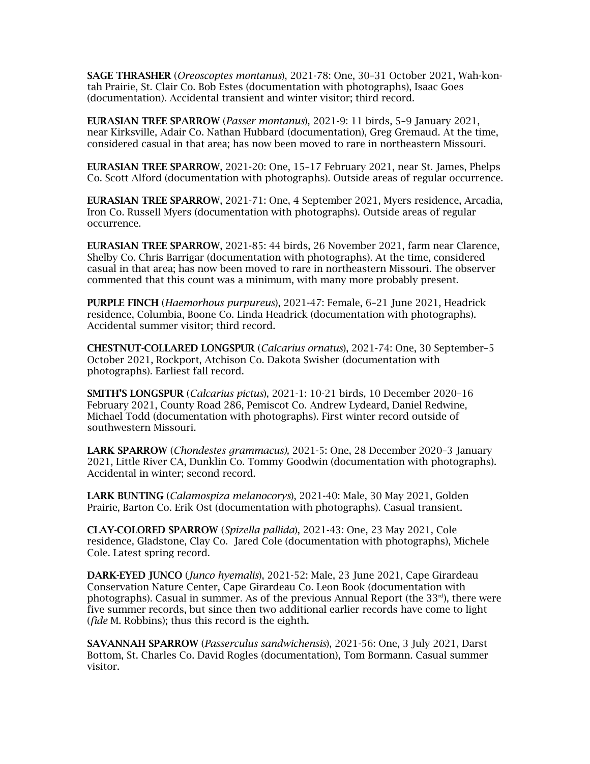**SAGE THRASHER** (*Oreoscoptes montanus*), 2021-78: One, 30–31 October 2021, Wah-kon-tah Prairie, St. Clair Co. Bob Estes (documentation with photographs), Isaac Goes (documentation). Accidental transient and winter visitor; third record.

**EURASIAN TREE SPARROW** (*Passer montanus*), 2021-9: 11 birds, 5–9 January 2021, near Kirksville, Adair Co. Nathan Hubbard (documentation), Greg Gremaud. At the time, considered casual in that area; has now been moved to rare in northeastern Missouri.

**EURASIAN TREE SPARROW**, 2021-20: One, 15–17 February 2021, near St. James, Phelps Co. Scott Alford (documentation with photographs). Outside areas of regular occurrence.

**EURASIAN TREE SPARROW**, 2021-71: One, 4 September 2021, Myers residence, Arcadia, Iron Co. Russell Myers (documentation with photographs). Outside areas of regular occurrence.

**EURASIAN TREE SPARROW**, 2021-85: 44 birds, 26 November 2021, farm near Clarence, Shelby Co. Chris Barrigar (documentation with photographs). At the time, considered casual in that area; has now been moved to rare in northeastern Missouri. The observer commented that this count was a minimum, with many more probably present.

**PURPLE FINCH** (*Haemorhous purpureus*), 2021-47: Female, 6–21 June 2021, Headrick residence, Columbia, Boone Co. Linda Headrick (documentation with photographs). Accidental summer visitor; third record.

**CHESTNUT-COLLARED LONGSPUR** (*Calcarius ornatus*), 2021-74: One, 30 September–5 October 2021, Rockport, Atchison Co. Dakota Swisher (documentation with photographs). Earliest fall record.

**SMITH'S LONGSPUR** (*Calcarius pictus*), 2021-1: 10-21 birds, 10 December 2020–16 February 2021, County Road 286, Pemiscot Co. Andrew Lydeard, Daniel Redwine, Michael Todd (documentation with photographs). First winter record outside of southwestern Missouri.

**LARK SPARROW** (*Chondestes grammacus),* 2021-5: One, 28 December 2020–3 January 2021, Little River CA, Dunklin Co. Tommy Goodwin (documentation with photographs). Accidental in winter; second record.

**LARK BUNTING** (*Calamospiza melanocorys*), 2021-40: Male, 30 May 2021, Golden Prairie, Barton Co. Erik Ost (documentation with photographs). Casual transient.

**CLAY-COLORED SPARROW** (*Spizella pallida*), 2021-43: One, 23 May 2021, Cole residence, Gladstone, Clay Co. Jared Cole (documentation with photographs), Michele Cole. Latest spring record.

**DARK-EYED JUNCO** (*Junco hyemalis*), 2021-52: Male, 23 June 2021, Cape Girardeau Conservation Nature Center, Cape Girardeau Co. Leon Book (documentation with photographs). Casual in summer. As of the previous Annual Report (the 33rd), there were five summer records, but since then two additional earlier records have come to light (*fide* M. Robbins); thus this record is the eighth.

**SAVANNAH SPARROW** (*Passerculus sandwichensis*), 2021-56: One, 3 July 2021, Darst Bottom, St. Charles Co. David Rogles (documentation), Tom Bormann. Casual summer visitor.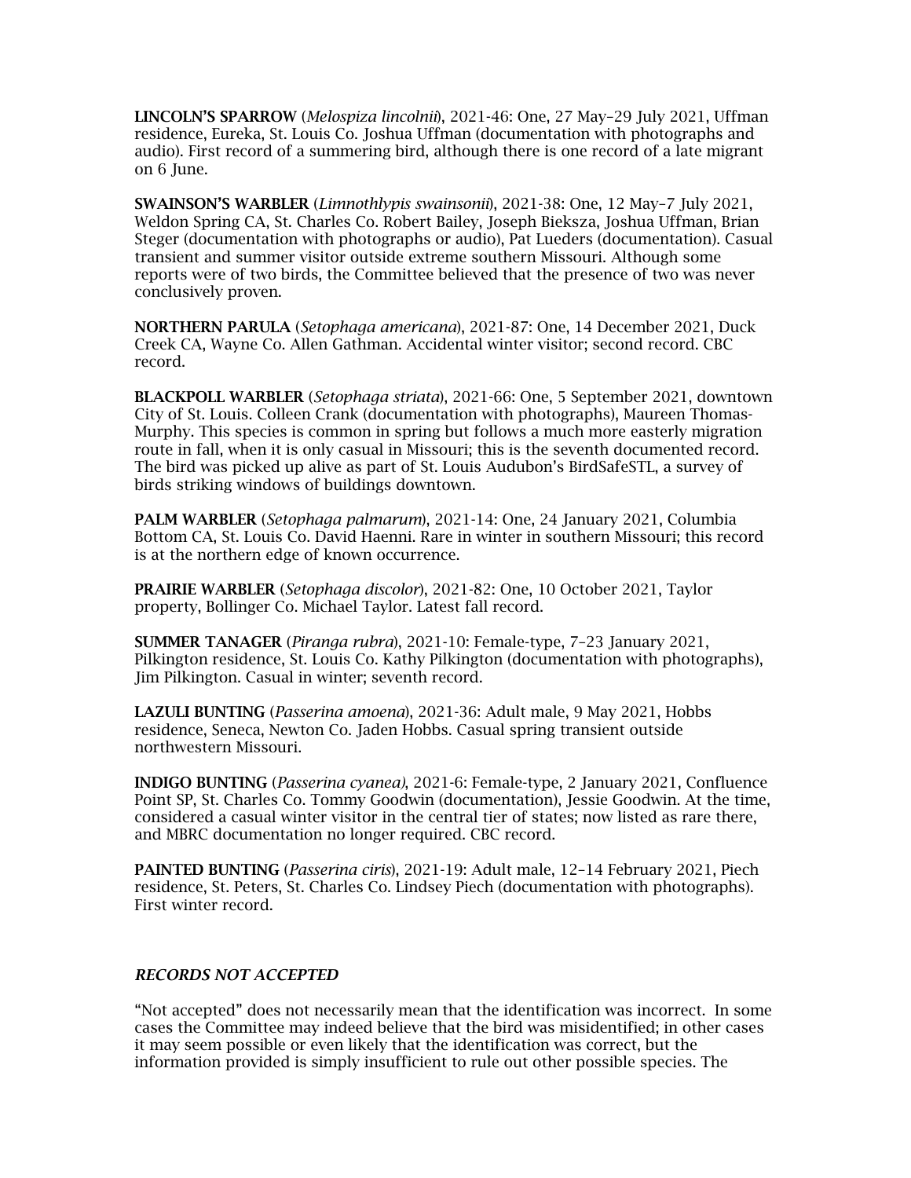**LINCOLN'S SPARROW** (*Melospiza lincolnii*), 2021-46: One, 27 May–29 July 2021, Uffman residence, Eureka, St. Louis Co. Joshua Uffman (documentation with photographs and audio). First record of a summering bird, although there is one record of a late migrant on 6 June.

**SWAINSON'S WARBLER** (*Limnothlypis swainsonii*), 2021-38: One, 12 May–7 July 2021, Weldon Spring CA, St. Charles Co. Robert Bailey, Joseph Bieksza, Joshua Uffman, Brian Steger (documentation with photographs or audio), Pat Lueders (documentation). Casual transient and summer visitor outside extreme southern Missouri. Although some reports were of two birds, the Committee believed that the presence of two was never conclusively proven.

**NORTHERN PARULA** (*Setophaga americana*), 2021-87: One, 14 December 2021, Duck Creek CA, Wayne Co. Allen Gathman. Accidental winter visitor; second record. CBC record.

**BLACKPOLL WARBLER** (*Setophaga striata*), 2021-66: One, 5 September 2021, downtown City of St. Louis. Colleen Crank (documentation with photographs), Maureen Thomas-Murphy. This species is common in spring but follows a much more easterly migration route in fall, when it is only casual in Missouri; this is the seventh documented record. The bird was picked up alive as part of St. Louis Audubon's BirdSafeSTL, a survey of birds striking windows of buildings downtown.

**PALM WARBLER** (*Setophaga palmarum*), 2021-14: One, 24 January 2021, Columbia Bottom CA, St. Louis Co. David Haenni. Rare in winter in southern Missouri; this record is at the northern edge of known occurrence.

**PRAIRIE WARBLER** (*Setophaga discolor*), 2021-82: One, 10 October 2021, Taylor property, Bollinger Co. Michael Taylor. Latest fall record.

**SUMMER TANAGER** (*Piranga rubra*), 2021-10: Female-type, 7–23 January 2021, Pilkington residence, St. Louis Co. Kathy Pilkington (documentation with photographs), Jim Pilkington. Casual in winter; seventh record.

**LAZULI BUNTING** (*Passerina amoena*), 2021-36: Adult male, 9 May 2021, Hobbs residence, Seneca, Newton Co. Jaden Hobbs. Casual spring transient outside northwestern Missouri.

**INDIGO BUNTING** (*Passerina cyanea*), 2021-6: Female-type, 2 January 2021, Confluence Point SP, St. Charles Co. Tommy Goodwin (documentation), Jessie Goodwin. At the time, considered a casual winter visitor in the central tier of states; now listed as rare there, and MBRC documentation no longer required. CBC record.

**PAINTED BUNTING** (*Passerina ciris*), 2021-19: Adult male, 12–14 February 2021, Piech residence, St. Peters, St. Charles Co. Lindsey Piech (documentation with photographs). First winter record.

## *RECORDS NOT ACCEPTED*

"Not accepted" does not necessarily mean that the identification was incorrect. In some cases the Committee may indeed believe that the bird was misidentified; in other cases it may seem possible or even likely that the identification was correct, but the information provided is simply insufficient to rule out other possible species. The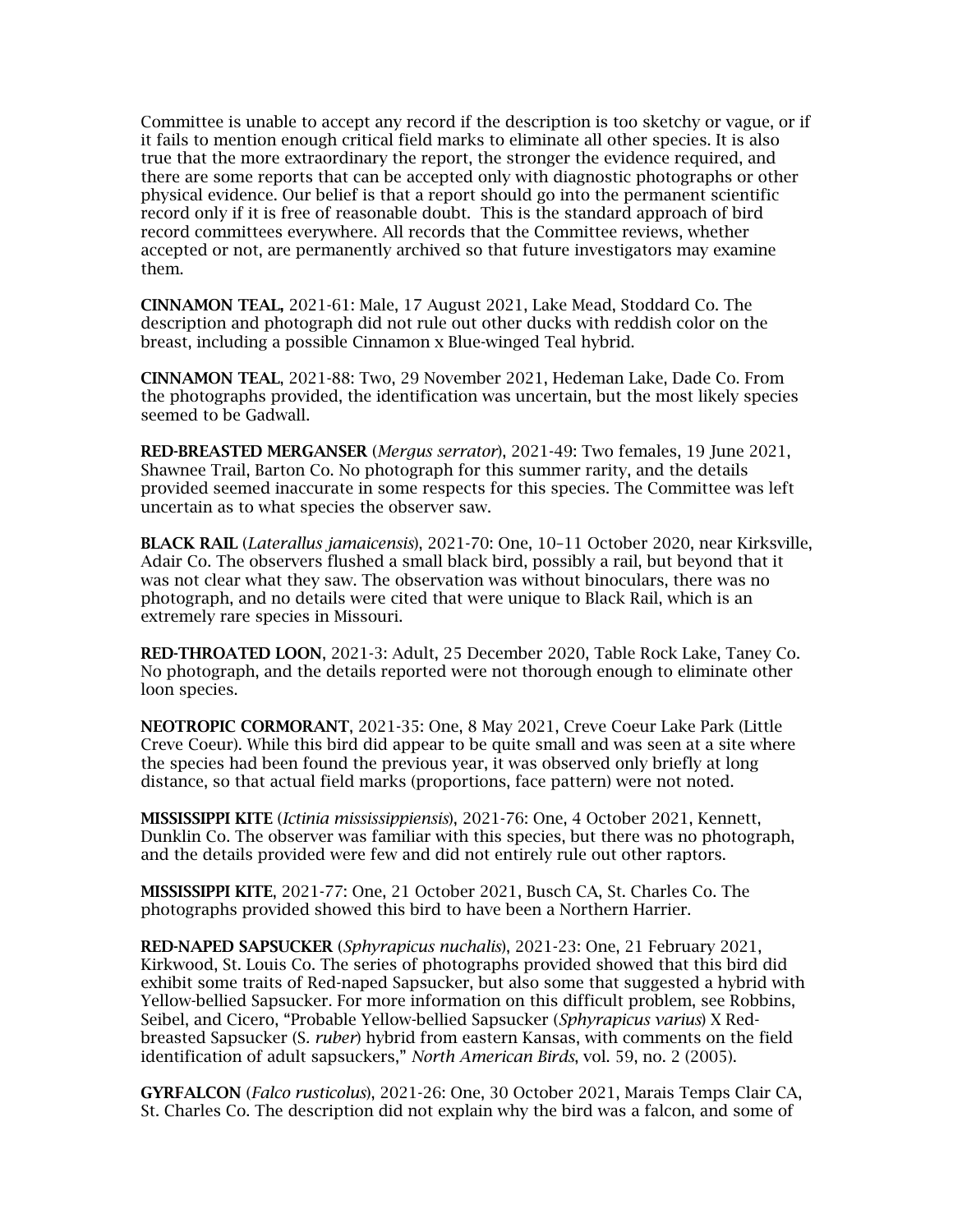Committee is unable to accept any record if the description is too sketchy or vague, or if it fails to mention enough critical field marks to eliminate all other species. It is also true that the more extraordinary the report, the stronger the evidence required, and there are some reports that can be accepted only with diagnostic photographs or other physical evidence. Our belief is that a report should go into the permanent scientific record only if it is free of reasonable doubt. This is the standard approach of bird record committees everywhere. All records that the Committee reviews, whether accepted or not, are permanently archived so that future investigators may examine them.

**CINNAMON TEAL,** 2021-61: Male, 17 August 2021, Lake Mead, Stoddard Co. The description and photograph did not rule out other ducks with reddish color on the breast, including a possible Cinnamon x Blue-winged Teal hybrid.

**CINNAMON TEAL**, 2021-88: Two, 29 November 2021, Hedeman Lake, Dade Co. From the photographs provided, the identification was uncertain, but the most likely species seemed to be Gadwall.

**RED-BREASTED MERGANSER** (*Mergus serrator*), 2021-49: Two females, 19 June 2021, Shawnee Trail, Barton Co. No photograph for this summer rarity, and the details provided seemed inaccurate in some respects for this species. The Committee was left uncertain as to what species the observer saw.

**BLACK RAIL** (*Laterallus jamaicensis*), 2021-70: One, 10–11 October 2020, near Kirksville, Adair Co. The observers flushed a small black bird, possibly a rail, but beyond that it was not clear what they saw. The observation was without binoculars, there was no photograph, and no details were cited that were unique to Black Rail, which is an extremely rare species in Missouri.

**RED-THROATED LOON**, 2021-3: Adult, 25 December 2020, Table Rock Lake, Taney Co. No photograph, and the details reported were not thorough enough to eliminate other loon species.

**NEOTROPIC CORMORANT**, 2021-35: One, 8 May 2021, Creve Coeur Lake Park (Little Creve Coeur). While this bird did appear to be quite small and was seen at a site where the species had been found the previous year, it was observed only briefly at long distance, so that actual field marks (proportions, face pattern) were not noted.

**MISSISSIPPI KITE** (*Ictinia mississippiensis*), 2021-76: One, 4 October 2021, Kennett, Dunklin Co. The observer was familiar with this species, but there was no photograph, and the details provided were few and did not entirely rule out other raptors.

**MISSISSIPPI KITE**, 2021-77: One, 21 October 2021, Busch CA, St. Charles Co. The photographs provided showed this bird to have been a Northern Harrier.

**RED-NAPED SAPSUCKER** (*Sphyrapicus nuchalis*), 2021-23: One, 21 February 2021, Kirkwood, St. Louis Co. The series of photographs provided showed that this bird did exhibit some traits of Red-naped Sapsucker, but also some that suggested a hybrid with Yellow-bellied Sapsucker. For more information on this difficult problem, see Robbins, Seibel, and Cicero, "Probable Yellow-bellied Sapsucker (*Sphyrapicus varius*) X Red-breasted Sapsucker (*S. ruber*) hybrid from eastern Kansas, with comments on the field identification of adult sapsuckers," *North American Birds*, vol. 59, no. 2 (2005).

**GYRFALCON** (*Falco rusticolus*), 2021-26: One, 30 October 2021, Marais Temps Clair CA, St. Charles Co. The description did not explain why the bird was a falcon, and some of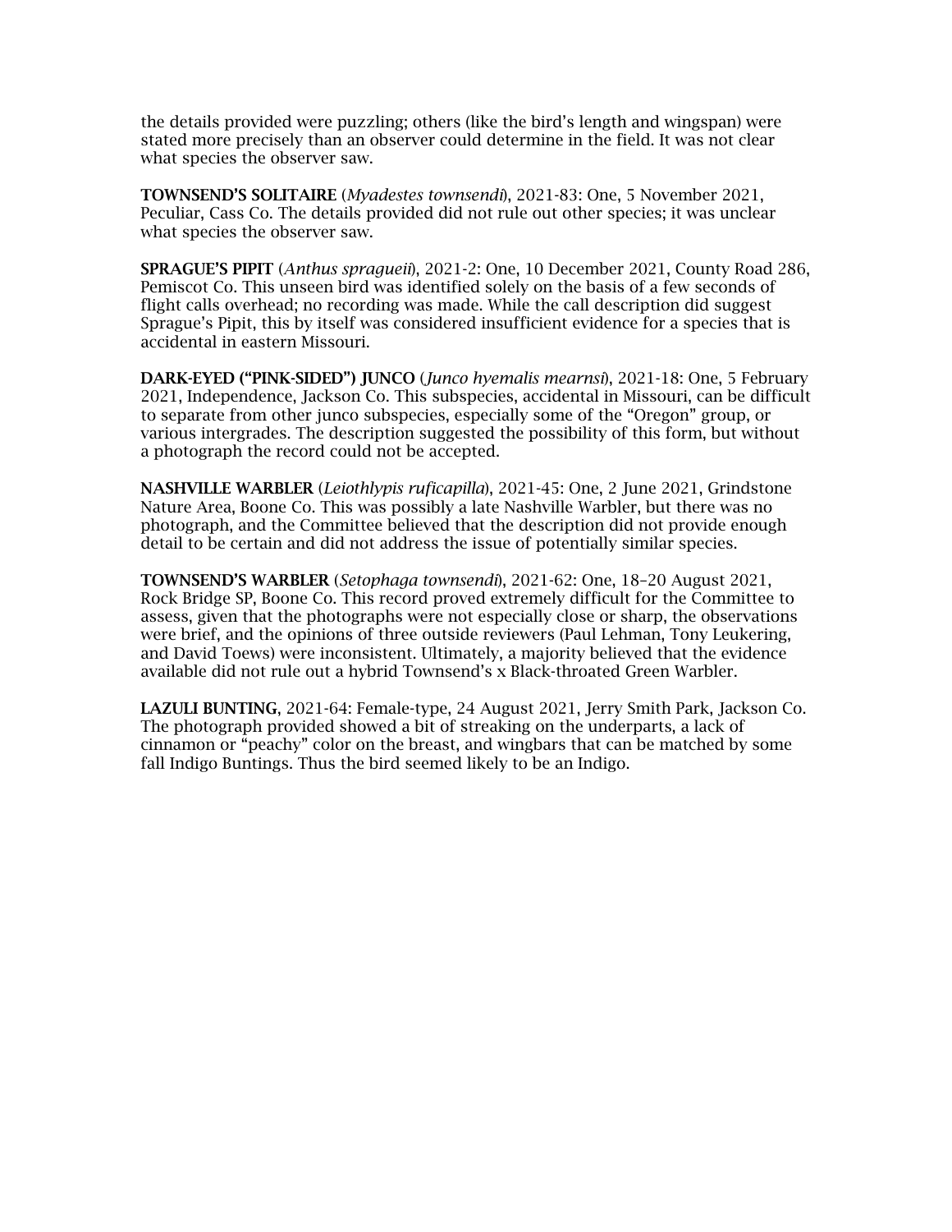the details provided were puzzling; others (like the bird's length and wingspan) were stated more precisely than an observer could determine in the field. It was not clear what species the observer saw.

**TOWNSEND'S SOLITAIRE** (*Myadestes townsendi*), 2021-83: One, 5 November 2021, Peculiar, Cass Co. The details provided did not rule out other species; it was unclear what species the observer saw.

**SPRAGUE'S PIPIT** (*Anthus spragueii*), 2021-2: One, 10 December 2021, County Road 286, Pemiscot Co. This unseen bird was identified solely on the basis of a few seconds of flight calls overhead; no recording was made. While the call description did suggest Sprague's Pipit, this by itself was considered insufficient evidence for a species that is accidental in eastern Missouri.

**DARK-EYED ("PINK-SIDED") JUNCO** (*Junco hyemalis mearnsi*), 2021-18: One, 5 February 2021, Independence, Jackson Co. This subspecies, accidental in Missouri, can be difficult to separate from other junco subspecies, especially some of the "Oregon" group, or various intergrades. The description suggested the possibility of this form, but without a photograph the record could not be accepted.

**NASHVILLE WARBLER** (*Leiothlypis ruficapilla*), 2021-45: One, 2 June 2021, Grindstone Nature Area, Boone Co. This was possibly a late Nashville Warbler, but there was no photograph, and the Committee believed that the description did not provide enough detail to be certain and did not address the issue of potentially similar species.

**TOWNSEND'S WARBLER** (*Setophaga townsendi*), 2021-62: One, 18–20 August 2021, Rock Bridge SP, Boone Co. This record proved extremely difficult for the Committee to assess, given that the photographs were not especially close or sharp, the observations were brief, and the opinions of three outside reviewers (Paul Lehman, Tony Leukering, and David Toews) were inconsistent. Ultimately, a majority believed that the evidence available did not rule out a hybrid Townsend's x Black-throated Green Warbler.

**LAZULI BUNTING**, 2021-64: Female-type, 24 August 2021, Jerry Smith Park, Jackson Co. The photograph provided showed a bit of streaking on the underparts, a lack of cinnamon or "peachy" color on the breast, and wingbars that can be matched by some fall Indigo Buntings. Thus the bird seemed likely to be an Indigo.